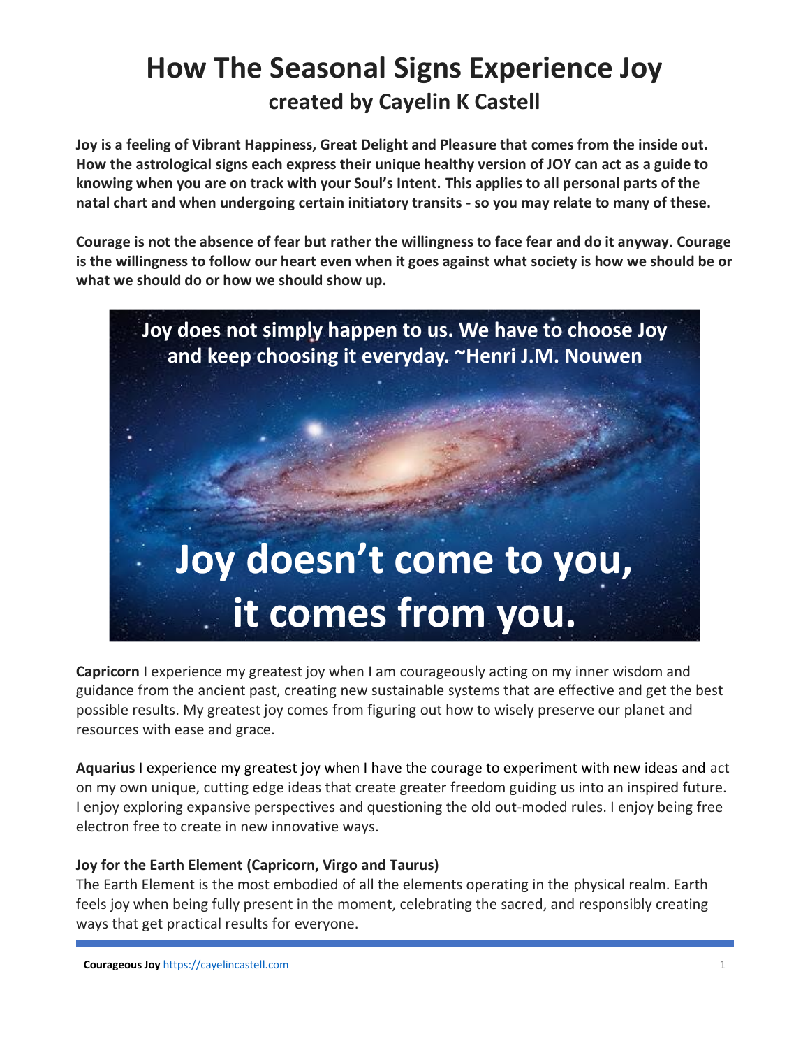# How The Seasonal Signs Experience Joy

## created by Cayelin K Castell

**Joy is a feeling of Vibrant Happiness, Great Delight and Pleasure that comes from the inside out. How the astrological signs each express their unique healthy version of JOY can act as a guide to knowing when you are on track with your Soul's Intent. This applies to all personal parts of the natal chart and when undergoing certain initiatory transits - so you may relate to many of these.**

**Courage is not the absence of fear but rather the willingness to face fear and do it anyway. Courage is the willingness to follow our heart even when it goes against what society is how we should be or what we should do or how we should show up.**

Joy does not simply happen to us. We have to choose Joy and keep choosing it everyday. ~Henri J.M. Nouwen

Joy doesn't come to you, it comes from you.

**Capricorn** I experience my greatest joy when I am courageously acting on my inner wisdom and guidance from the ancient past, creating new sustainable systems that are effective and get the best possible results. My greatest joy comes from figuring out how to wisely preserve our planet and resources with ease and grace.

**Aquarius** I experience my greatest joy when I have the courage to experiment with new ideas and act on my own unique, cutting edge ideas that create greater freedom guiding us into an inspired future. I enjoy exploring expansive perspectives and questioning the old out-moded rules. I enjoy being free electron free to create in new innovative ways.

**Joy for the Earth Element (Capricorn, Virgo and Taurus)**
The Earth Element is the most embodied of all the elements operating in the physical realm. Earth feels joy when being fully present in the moment, celebrating the sacred, and responsibly creating ways that get practical results for everyone.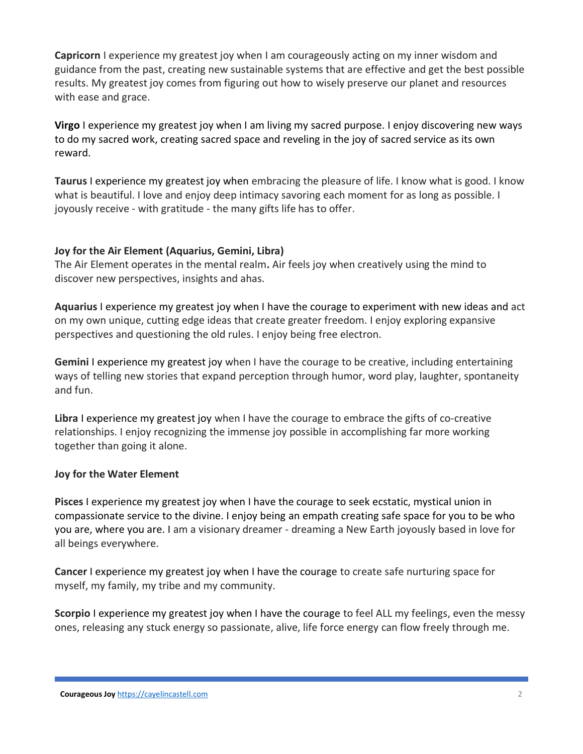**Capricorn** I experience my greatest joy when I am courageously acting on my inner wisdom and guidance from the past, creating new sustainable systems that are effective and get the best possible results. My greatest joy comes from figuring out how to wisely preserve our planet and resources with ease and grace.

**Virgo** I experience my greatest joy when I am living my sacred purpose. I enjoy discovering new ways to do my sacred work, creating sacred space and reveling in the joy of sacred service as its own reward.

**Taurus** I experience my greatest joy when embracing the pleasure of life. I know what is good. I know what is beautiful. I love and enjoy deep intimacy savoring each moment for as long as possible. I joyously receive - with gratitude - the many gifts life has to offer.

**Joy for the Air Element (Aquarius, Gemini, Libra)**

The Air Element operates in the mental realm**.** Air feels joy when creatively using the mind to discover new perspectives, insights and ahas.

**Aquarius** I experience my greatest joy when I have the courage to experiment with new ideas and act on my own unique, cutting edge ideas that create greater freedom. I enjoy exploring expansive perspectives and questioning the old rules. I enjoy being free electron.

**Gemini** I experience my greatest joy when I have the courage to be creative, including entertaining ways of telling new stories that expand perception through humor, word play, laughter, spontaneity and fun.

**Libra** I experience my greatest joy when I have the courage to embrace the gifts of co-creative relationships. I enjoy recognizing the immense joy possible in accomplishing far more working together than going it alone.

**Joy for the Water Element**

**Pisces** I experience my greatest joy when I have the courage to seek ecstatic, mystical union in compassionate service to the divine. I enjoy being an empath creating safe space for you to be who you are, where you are. I am a visionary dreamer - dreaming a New Earth joyously based in love for all beings everywhere.

**Cancer** I experience my greatest joy when I have the courage to create safe nurturing space for myself, my family, my tribe and my community.

**Scorpio** I experience my greatest joy when I have the courage to feel ALL my feelings, even the messy ones, releasing any stuck energy so passionate, alive, life force energy can flow freely through me.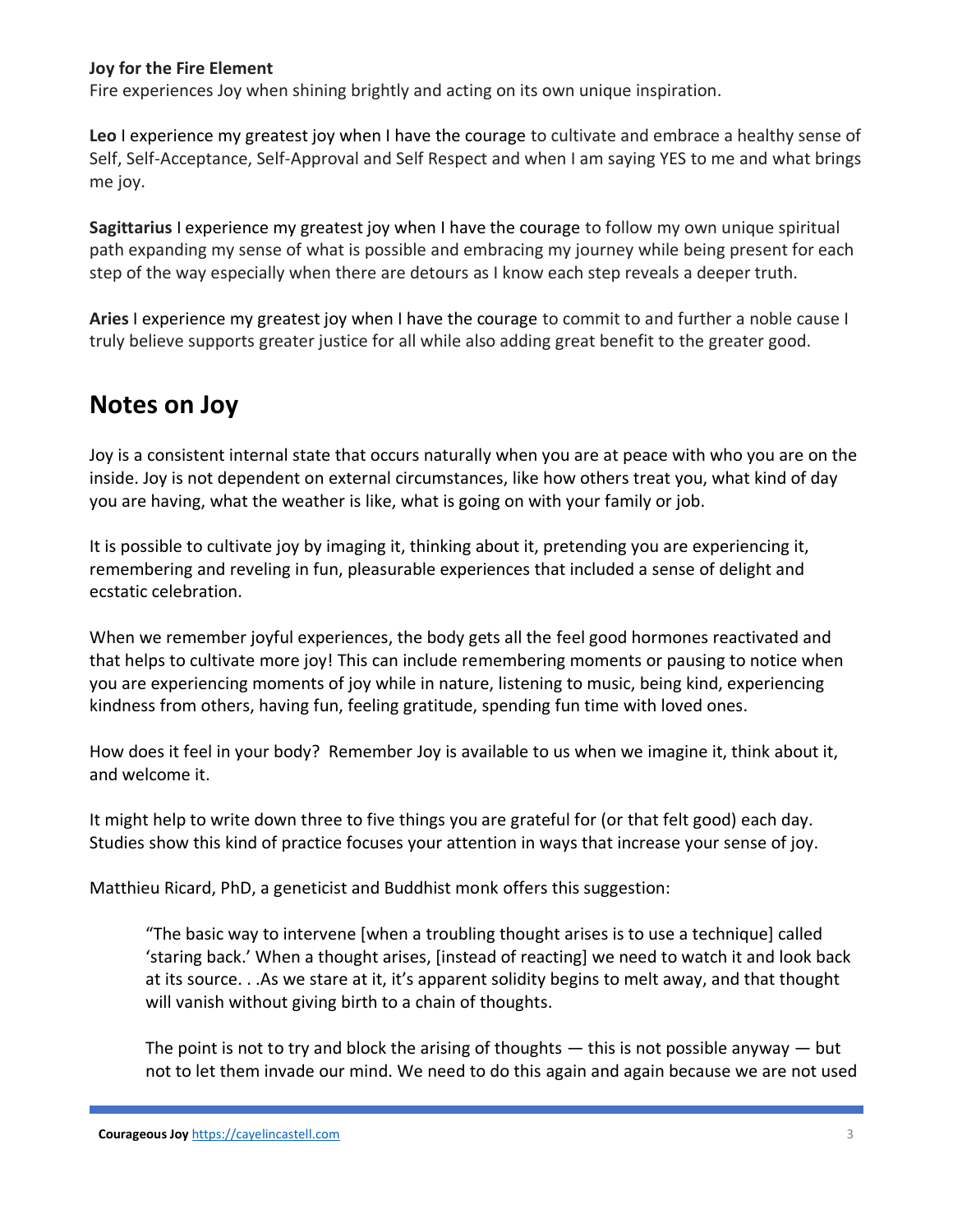**Joy for the Fire Element**
Fire experiences Joy when shining brightly and acting on its own unique inspiration.

**Leo** I experience my greatest joy when I have the courage to cultivate and embrace a healthy sense of Self, Self-Acceptance, Self-Approval and Self Respect and when I am saying YES to me and what brings me joy.

**Sagittarius** I experience my greatest joy when I have the courage to follow my own unique spiritual path expanding my sense of what is possible and embracing my journey while being present for each step of the way especially when there are detours as I know each step reveals a deeper truth.

**Aries** I experience my greatest joy when I have the courage to commit to and further a noble cause I truly believe supports greater justice for all while also adding great benefit to the greater good.

## Notes on Joy

Joy is a consistent internal state that occurs naturally when you are at peace with who you are on the inside. Joy is not dependent on external circumstances, like how others treat you, what kind of day you are having, what the weather is like, what is going on with your family or job.

It is possible to cultivate joy by imaging it, thinking about it, pretending you are experiencing it, remembering and reveling in fun, pleasurable experiences that included a sense of delight and ecstatic celebration.

When we remember joyful experiences, the body gets all the feel good hormones reactivated and that helps to cultivate more joy! This can include remembering moments or pausing to notice when you are experiencing moments of joy while in nature, listening to music, being kind, experiencing kindness from others, having fun, feeling gratitude, spending fun time with loved ones.

How does it feel in your body? Remember Joy is available to us when we imagine it, think about it, and welcome it.

It might help to write down three to five things you are grateful for (or that felt good) each day. Studies show this kind of practice focuses your attention in ways that increase your sense of joy.

Matthieu Ricard, PhD, a geneticist and Buddhist monk offers this suggestion:

> "The basic way to intervene [when a troubling thought arises is to use a technique] called 'staring back.' When a thought arises, [instead of reacting] we need to watch it and look back at its source. . .As we stare at it, it's apparent solidity begins to melt away, and that thought will vanish without giving birth to a chain of thoughts.
>
> The point is not to try and block the arising of thoughts — this is not possible anyway — but not to let them invade our mind. We need to do this again and again because we are not used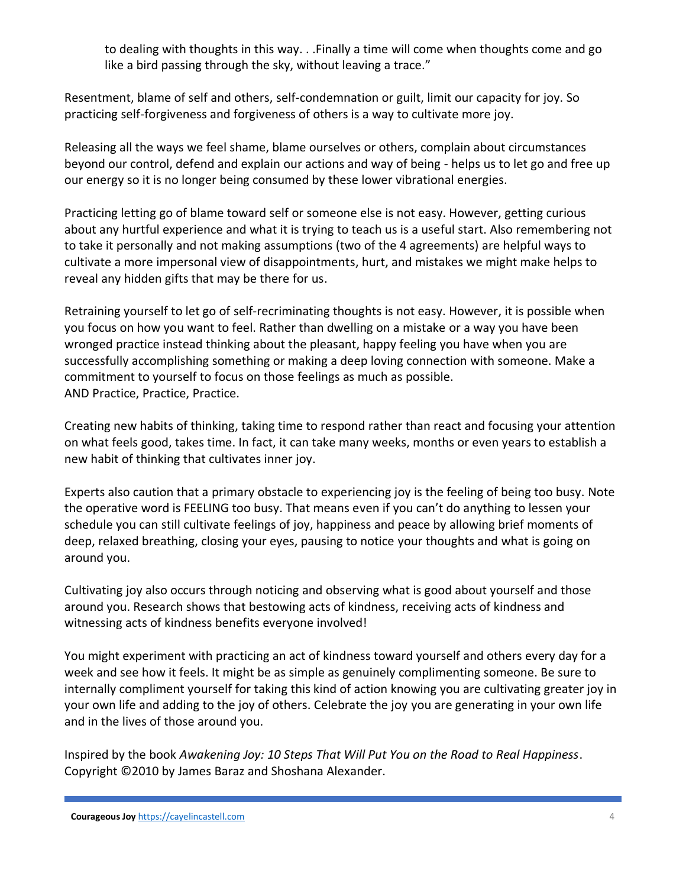to dealing with thoughts in this way. . .Finally a time will come when thoughts come and go like a bird passing through the sky, without leaving a trace."

Resentment, blame of self and others, self-condemnation or guilt, limit our capacity for joy. So practicing self-forgiveness and forgiveness of others is a way to cultivate more joy.

Releasing all the ways we feel shame, blame ourselves or others, complain about circumstances beyond our control, defend and explain our actions and way of being - helps us to let go and free up our energy so it is no longer being consumed by these lower vibrational energies.

Practicing letting go of blame toward self or someone else is not easy. However, getting curious about any hurtful experience and what it is trying to teach us is a useful start. Also remembering not to take it personally and not making assumptions (two of the 4 agreements) are helpful ways to cultivate a more impersonal view of disappointments, hurt, and mistakes we might make helps to reveal any hidden gifts that may be there for us.

Retraining yourself to let go of self-recriminating thoughts is not easy. However, it is possible when you focus on how you want to feel. Rather than dwelling on a mistake or a way you have been wronged practice instead thinking about the pleasant, happy feeling you have when you are successfully accomplishing something or making a deep loving connection with someone. Make a commitment to yourself to focus on those feelings as much as possible.
AND Practice, Practice, Practice.

Creating new habits of thinking, taking time to respond rather than react and focusing your attention on what feels good, takes time. In fact, it can take many weeks, months or even years to establish a new habit of thinking that cultivates inner joy.

Experts also caution that a primary obstacle to experiencing joy is the feeling of being too busy. Note the operative word is FEELING too busy. That means even if you can't do anything to lessen your schedule you can still cultivate feelings of joy, happiness and peace by allowing brief moments of deep, relaxed breathing, closing your eyes, pausing to notice your thoughts and what is going on around you.

Cultivating joy also occurs through noticing and observing what is good about yourself and those around you. Research shows that bestowing acts of kindness, receiving acts of kindness and witnessing acts of kindness benefits everyone involved!

You might experiment with practicing an act of kindness toward yourself and others every day for a week and see how it feels. It might be as simple as genuinely complimenting someone. Be sure to internally compliment yourself for taking this kind of action knowing you are cultivating greater joy in your own life and adding to the joy of others. Celebrate the joy you are generating in your own life and in the lives of those around you.

Inspired by the book *Awakening Joy: 10 Steps That Will Put You on the Road to Real Happiness*. Copyright ©2010 by James Baraz and Shoshana Alexander.